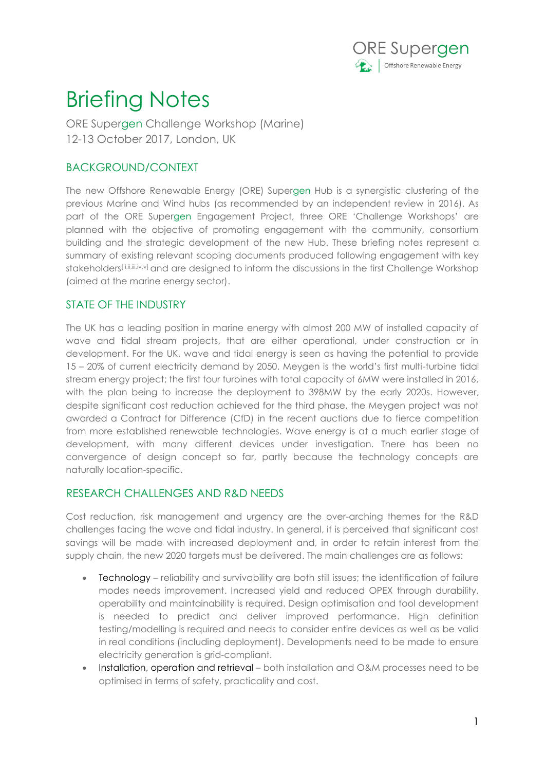# Briefing Notes

ORE Supergen Challenge Workshop (Marine)
12-13 October 2017, London, UK

## BACKGROUND/CONTEXT

The new Offshore Renewable Energy (ORE) Supergen Hub is a synergistic clustering of the previous Marine and Wind hubs (as recommended by an independent review in 2016). As part of the ORE Supergen Engagement Project, three ORE 'Challenge Workshops' are planned with the objective of promoting engagement with the community, consortium building and the strategic development of the new Hub. These briefing notes represent a summary of existing relevant scoping documents produced following engagement with key stakeholders[i,ii,iii,iv,v] and are designed to inform the discussions in the first Challenge Workshop (aimed at the marine energy sector).

## STATE OF THE INDUSTRY

The UK has a leading position in marine energy with almost 200 MW of installed capacity of wave and tidal stream projects, that are either operational, under construction or in development. For the UK, wave and tidal energy is seen as having the potential to provide 15 – 20% of current electricity demand by 2050. Meygen is the world's first multi-turbine tidal stream energy project; the first four turbines with total capacity of 6MW were installed in 2016, with the plan being to increase the deployment to 398MW by the early 2020s. However, despite significant cost reduction achieved for the third phase, the Meygen project was not awarded a Contract for Difference (CfD) in the recent auctions due to fierce competition from more established renewable technologies. Wave energy is at a much earlier stage of development, with many different devices under investigation. There has been no convergence of design concept so far, partly because the technology concepts are naturally location-specific.

## RESEARCH CHALLENGES AND R&D NEEDS

Cost reduction, risk management and urgency are the over-arching themes for the R&D challenges facing the wave and tidal industry. In general, it is perceived that significant cost savings will be made with increased deployment and, in order to retain interest from the supply chain, the new 2020 targets must be delivered. The main challenges are as follows:

- Technology – reliability and survivability are both still issues; the identification of failure modes needs improvement. Increased yield and reduced OPEX through durability, operability and maintainability is required. Design optimisation and tool development is needed to predict and deliver improved performance. High definition testing/modelling is required and needs to consider entire devices as well as be valid in real conditions (including deployment). Developments need to be made to ensure electricity generation is grid-compliant.
- Installation, operation and retrieval – both installation and O&M processes need to be optimised in terms of safety, practicality and cost.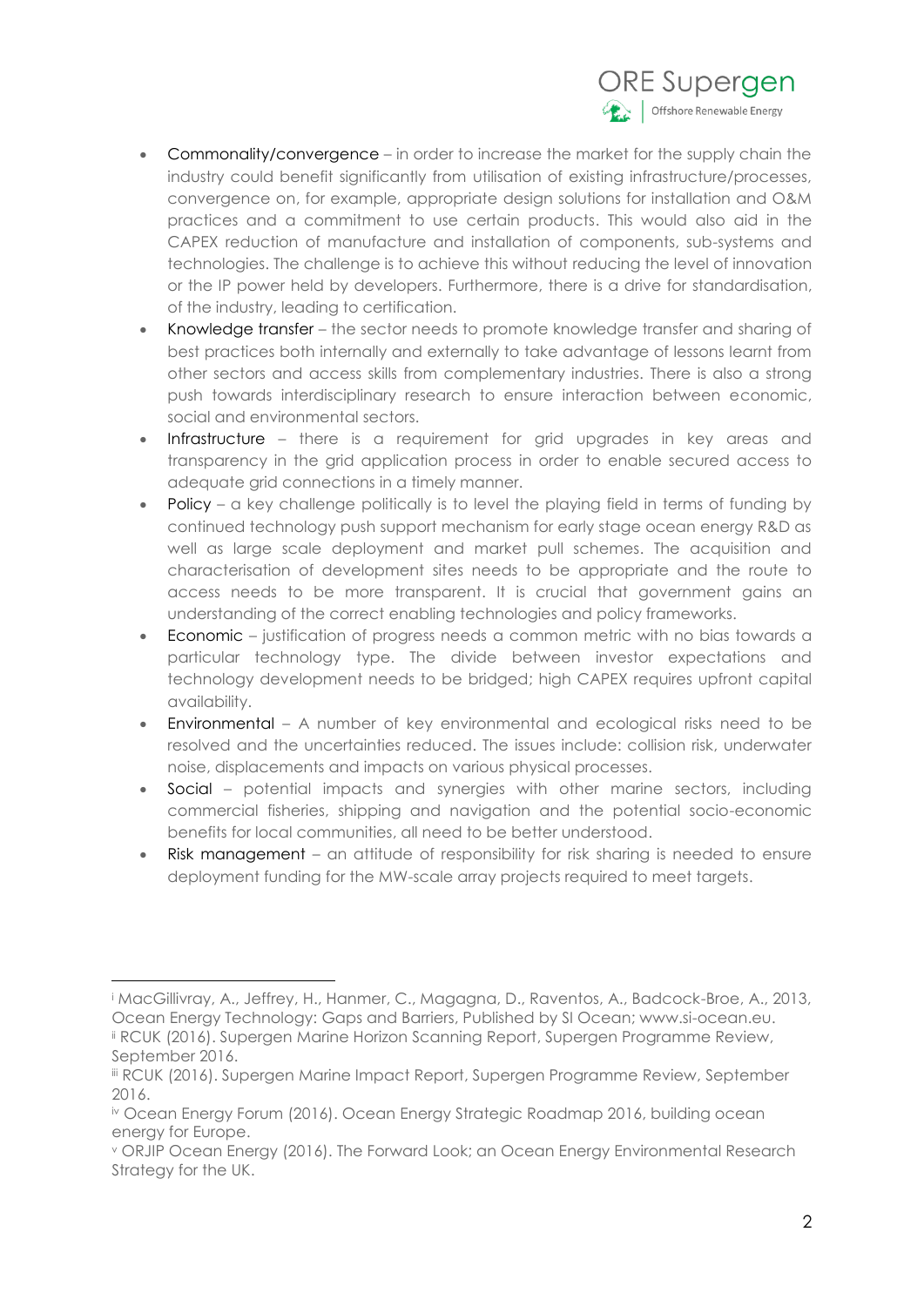- Commonality/convergence – in order to increase the market for the supply chain the industry could benefit significantly from utilisation of existing infrastructure/processes, convergence on, for example, appropriate design solutions for installation and O&M practices and a commitment to use certain products. This would also aid in the CAPEX reduction of manufacture and installation of components, sub-systems and technologies. The challenge is to achieve this without reducing the level of innovation or the IP power held by developers. Furthermore, there is a drive for standardisation, of the industry, leading to certification.
- Knowledge transfer – the sector needs to promote knowledge transfer and sharing of best practices both internally and externally to take advantage of lessons learnt from other sectors and access skills from complementary industries. There is also a strong push towards interdisciplinary research to ensure interaction between economic, social and environmental sectors.
- Infrastructure – there is a requirement for grid upgrades in key areas and transparency in the grid application process in order to enable secured access to adequate grid connections in a timely manner.
- Policy – a key challenge politically is to level the playing field in terms of funding by continued technology push support mechanism for early stage ocean energy R&D as well as large scale deployment and market pull schemes. The acquisition and characterisation of development sites needs to be appropriate and the route to access needs to be more transparent. It is crucial that government gains an understanding of the correct enabling technologies and policy frameworks.
- Economic – justification of progress needs a common metric with no bias towards a particular technology type. The divide between investor expectations and technology development needs to be bridged; high CAPEX requires upfront capital availability.
- Environmental – A number of key environmental and ecological risks need to be resolved and the uncertainties reduced. The issues include: collision risk, underwater noise, displacements and impacts on various physical processes.
- Social – potential impacts and synergies with other marine sectors, including commercial fisheries, shipping and navigation and the potential socio-economic benefits for local communities, all need to be better understood.
- Risk management – an attitude of responsibility for risk sharing is needed to ensure deployment funding for the MW-scale array projects required to meet targets.

---

[i] MacGillivray, A., Jeffrey, H., Hanmer, C., Magagna, D., Raventos, A., Badcock-Broe, A., 2013, Ocean Energy Technology: Gaps and Barriers, Published by SI Ocean; www.si-ocean.eu.

[ii] RCUK (2016). Supergen Marine Horizon Scanning Report, Supergen Programme Review, September 2016.

[iii] RCUK (2016). Supergen Marine Impact Report, Supergen Programme Review, September 2016.

[iv] Ocean Energy Forum (2016). Ocean Energy Strategic Roadmap 2016, building ocean energy for Europe.

[v] ORJIP Ocean Energy (2016). The Forward Look; an Ocean Energy Environmental Research Strategy for the UK.